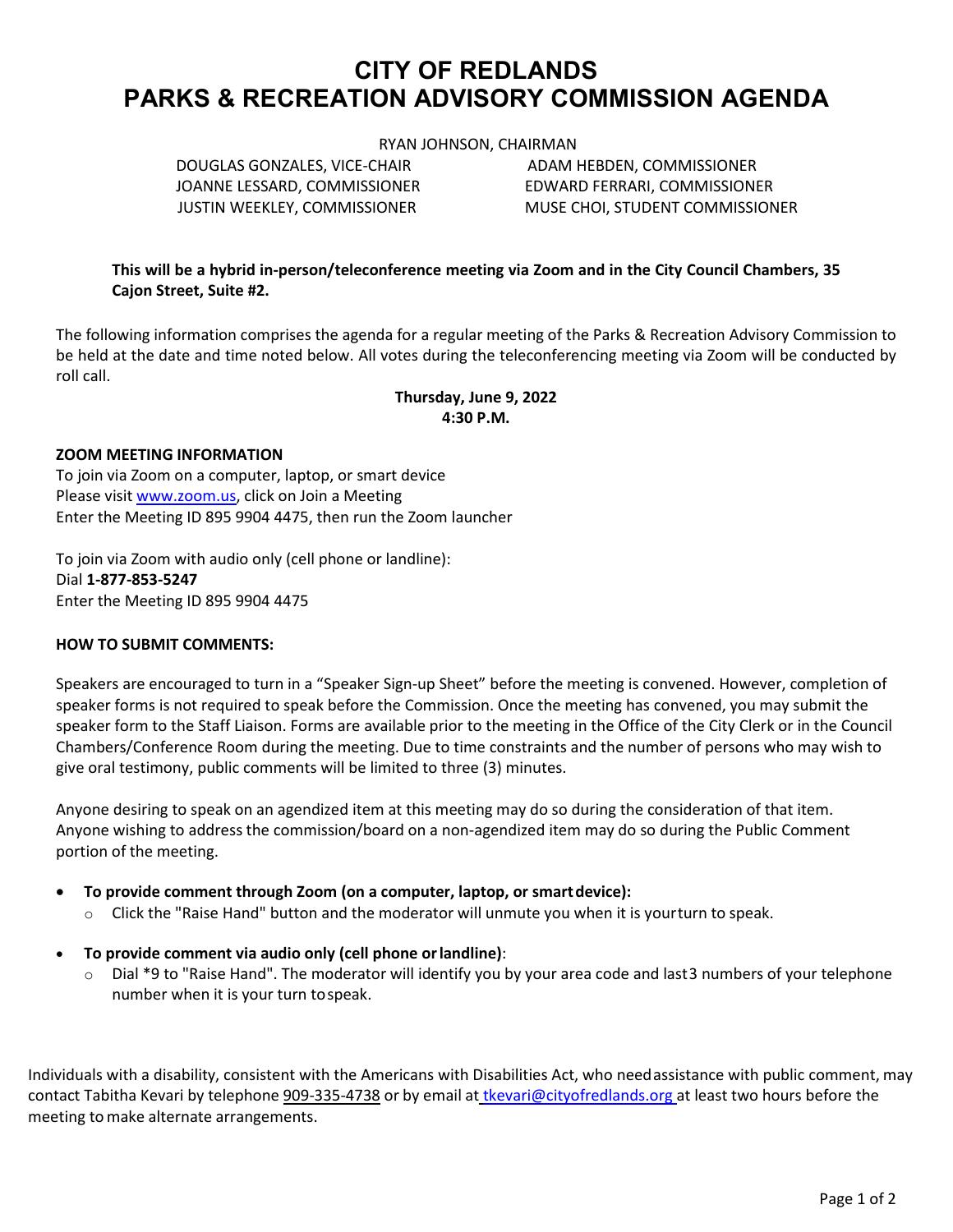# CITY OF REDLANDS
# PARKS & RECREATION ADVISORY COMMISSION AGENDA

RYAN JOHNSON, CHAIRMAN

DOUGLAS GONZALES, VICE-CHAIR
ADAM HEBDEN, COMMISSIONER
JOANNE LESSARD, COMMISSIONER
EDWARD FERRARI, COMMISSIONER
JUSTIN WEEKLEY, COMMISSIONER
MUSE CHOI, STUDENT COMMISSIONER

**This will be a hybrid in-person/teleconference meeting via Zoom and in the City Council Chambers, 35 Cajon Street, Suite #2.**

The following information comprises the agenda for a regular meeting of the Parks & Recreation Advisory Commission to be held at the date and time noted below. All votes during the teleconferencing meeting via Zoom will be conducted by roll call.

**Thursday, June 9, 2022**
**4:30 P.M.**

**ZOOM MEETING INFORMATION**

To join via Zoom on a computer, laptop, or smart device
Please visit www.zoom.us, click on Join a Meeting
Enter the Meeting ID 895 9904 4475, then run the Zoom launcher

To join via Zoom with audio only (cell phone or landline):
Dial **1-877-853-5247**
Enter the Meeting ID 895 9904 4475

**HOW TO SUBMIT COMMENTS:**

Speakers are encouraged to turn in a "Speaker Sign-up Sheet" before the meeting is convened. However, completion of speaker forms is not required to speak before the Commission. Once the meeting has convened, you may submit the speaker form to the Staff Liaison. Forms are available prior to the meeting in the Office of the City Clerk or in the Council Chambers/Conference Room during the meeting. Due to time constraints and the number of persons who may wish to give oral testimony, public comments will be limited to three (3) minutes.

Anyone desiring to speak on an agendized item at this meeting may do so during the consideration of that item. Anyone wishing to address the commission/board on a non-agendized item may do so during the Public Comment portion of the meeting.

- **To provide comment through Zoom (on a computer, laptop, or smart device):**
  - Click the "Raise Hand" button and the moderator will unmute you when it is your turn to speak.
- **To provide comment via audio only (cell phone or landline)**:
  - Dial *9 to "Raise Hand". The moderator will identify you by your area code and last 3 numbers of your telephone number when it is your turn to speak.

Individuals with a disability, consistent with the Americans with Disabilities Act, who need assistance with public comment, may contact Tabitha Kevari by telephone 909-335-4738 or by email at tkevari@cityofredlands.org at least two hours before the meeting to make alternate arrangements.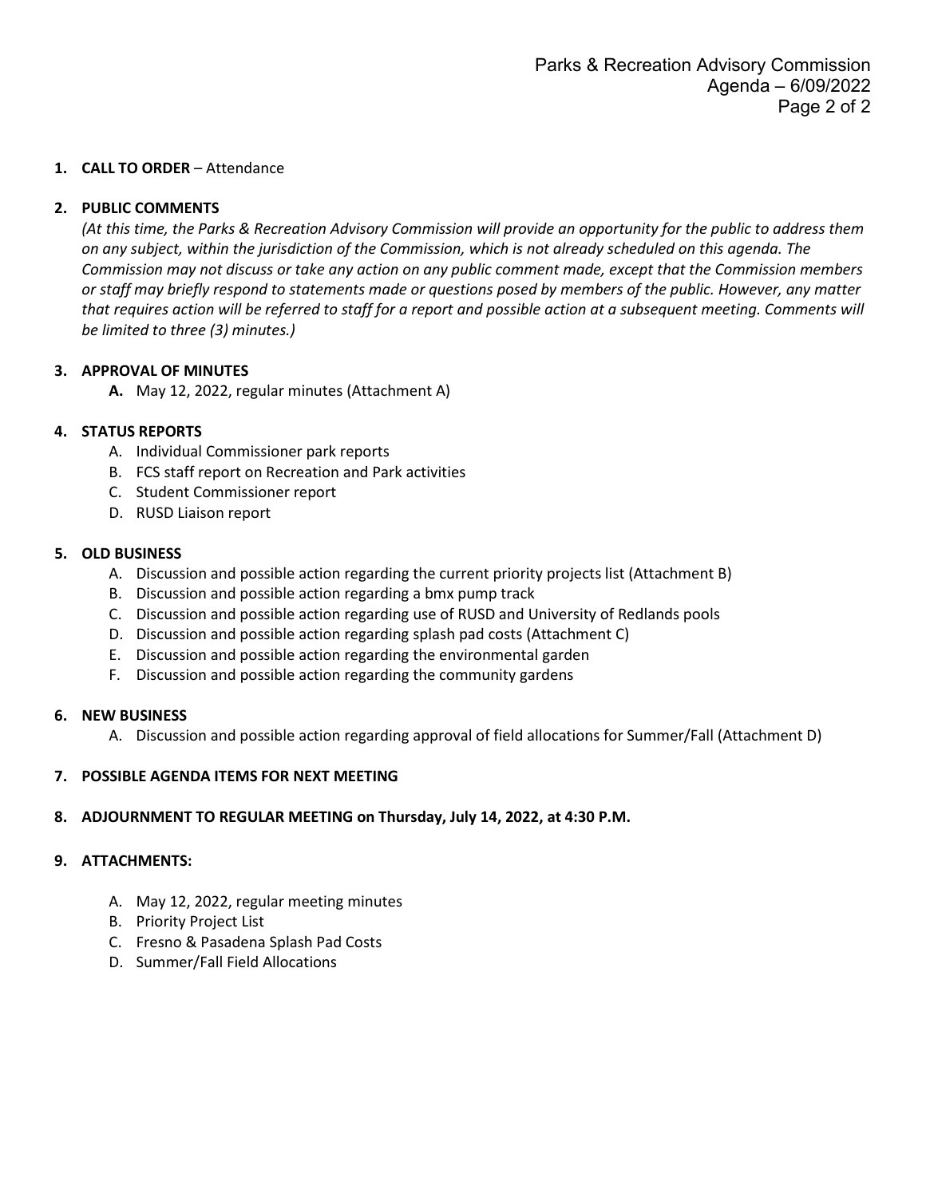1. **CALL TO ORDER** – Attendance

2. **PUBLIC COMMENTS**
   *(At this time, the Parks & Recreation Advisory Commission will provide an opportunity for the public to address them on any subject, within the jurisdiction of the Commission, which is not already scheduled on this agenda. The Commission may not discuss or take any action on any public comment made, except that the Commission members or staff may briefly respond to statements made or questions posed by members of the public. However, any matter that requires action will be referred to staff for a report and possible action at a subsequent meeting. Comments will be limited to three (3) minutes.)*

3. **APPROVAL OF MINUTES**
   - **A.** May 12, 2022, regular minutes (Attachment A)

4. **STATUS REPORTS**
   - A. Individual Commissioner park reports
   - B. FCS staff report on Recreation and Park activities
   - C. Student Commissioner report
   - D. RUSD Liaison report

5. **OLD BUSINESS**
   - A. Discussion and possible action regarding the current priority projects list (Attachment B)
   - B. Discussion and possible action regarding a bmx pump track
   - C. Discussion and possible action regarding use of RUSD and University of Redlands pools
   - D. Discussion and possible action regarding splash pad costs (Attachment C)
   - E. Discussion and possible action regarding the environmental garden
   - F. Discussion and possible action regarding the community gardens

6. **NEW BUSINESS**
   - A. Discussion and possible action regarding approval of field allocations for Summer/Fall (Attachment D)

7. **POSSIBLE AGENDA ITEMS FOR NEXT MEETING**

8. **ADJOURNMENT TO REGULAR MEETING on Thursday, July 14, 2022, at 4:30 P.M.**

9. **ATTACHMENTS:**
   - A. May 12, 2022, regular meeting minutes
   - B. Priority Project List
   - C. Fresno & Pasadena Splash Pad Costs
   - D. Summer/Fall Field Allocations